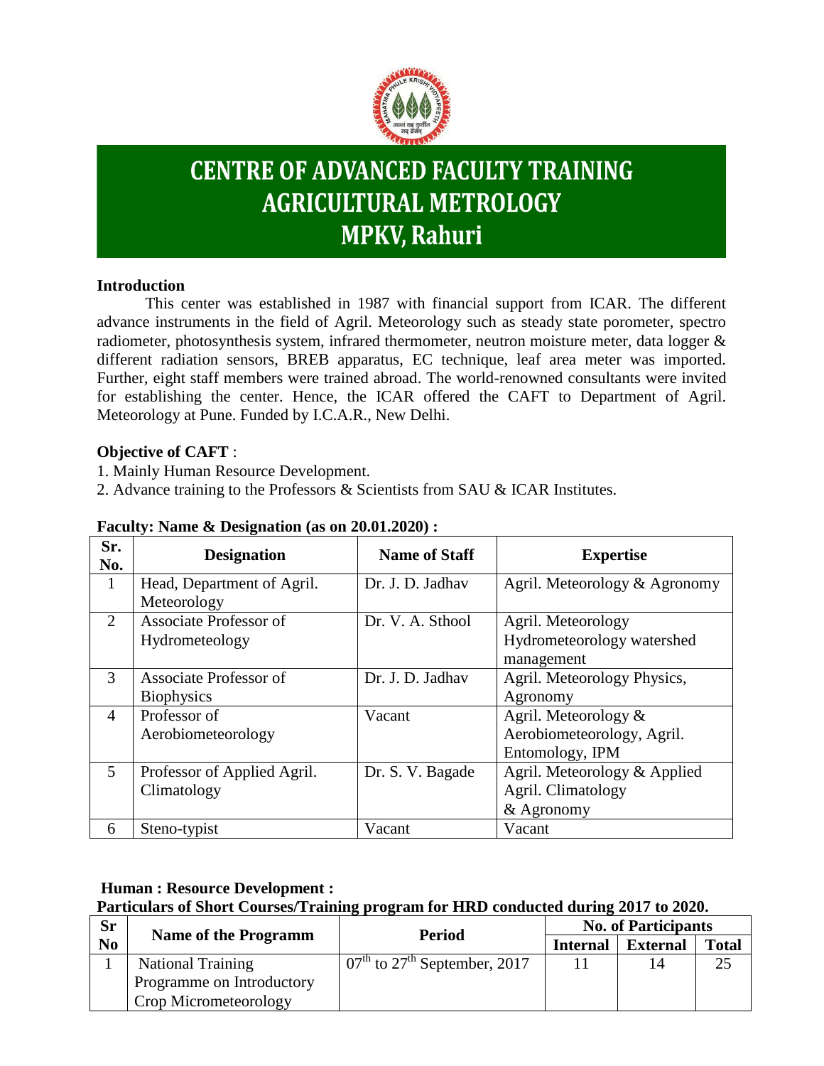# CENTRE OF ADVANCED FACULTY TRAINING AGRICULTURAL METROLOGY MPKV, Rahuri

**Introduction**

This center was established in 1987 with financial support from ICAR. The different advance instruments in the field of Agril. Meteorology such as steady state porometer, spectro radiometer, photosynthesis system, infrared thermometer, neutron moisture meter, data logger & different radiation sensors, BREB apparatus, EC technique, leaf area meter was imported. Further, eight staff members were trained abroad. The world-renowned consultants were invited for establishing the center. Hence, the ICAR offered the CAFT to Department of Agril. Meteorology at Pune. Funded by I.C.A.R., New Delhi.

**Objective of CAFT** :

1. Mainly Human Resource Development.
2. Advance training to the Professors & Scientists from SAU & ICAR Institutes.

**Faculty: Name & Designation (as on 20.01.2020) :**

| Sr. No. | Designation | Name of Staff | Expertise |
|---|---|---|---|
| 1 | Head, Department of Agril. Meteorology | Dr. J. D. Jadhav | Agril. Meteorology & Agronomy |
| 2 | Associate Professor of Hydrometeology | Dr. V. A. Sthool | Agril. Meteorology Hydrometeorology watershed management |
| 3 | Associate Professor of Biophysics | Dr. J. D. Jadhav | Agril. Meteorology Physics, Agronomy |
| 4 | Professor of Aerobiometeorology | Vacant | Agril. Meteorology & Aerobiometeorology, Agril. Entomology, IPM |
| 5 | Professor of Applied Agril. Climatology | Dr. S. V. Bagade | Agril. Meteorology & Applied Agril. Climatology & Agronomy |
| 6 | Steno-typist | Vacant | Vacant |

**Human : Resource Development :**

**Particulars of Short Courses/Training program for HRD conducted during 2017 to 2020.**

| Sr No | Name of the Programm | Period | No. of Participants | | |
|---|---|---|---|---|---|
| | | | Internal | External | Total |
| 1 | National Training Programme on Introductory Crop Micrometeorology | 07th to 27th September, 2017 | 11 | 14 | 25 |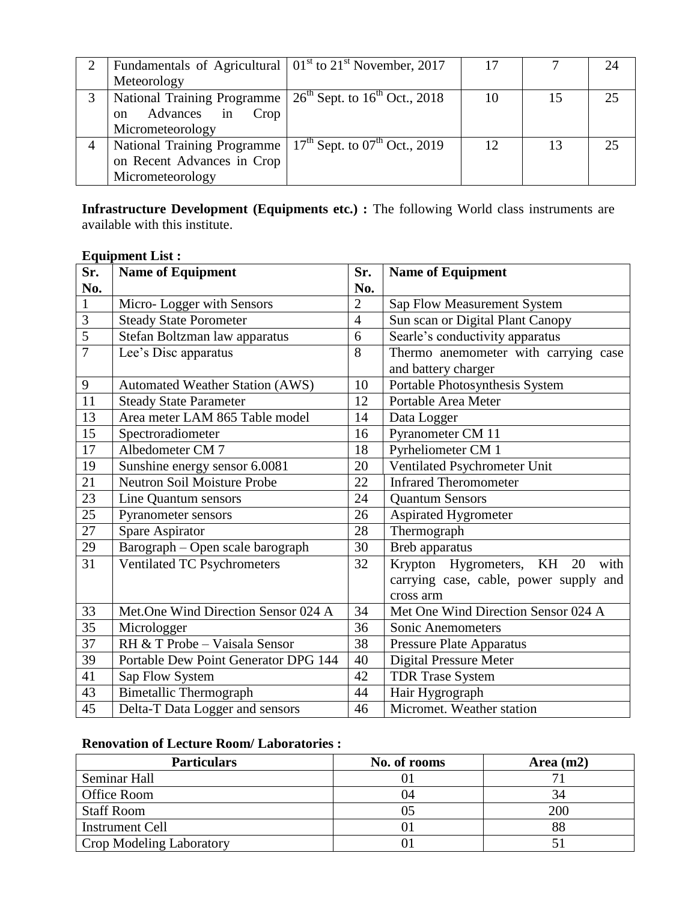| 2 | Fundamentals of Agricultural Meteorology | 01st to 21st November, 2017 | 17 | 7 | 24 |
|---|---|---|---|---|---|
| 3 | National Training Programme on Advances in Crop Micrometeorology | 26th Sept. to 16th Oct., 2018 | 10 | 15 | 25 |
| 4 | National Training Programme on Recent Advances in Crop Micrometeorology | 17th Sept. to 07th Oct., 2019 | 12 | 13 | 25 |

**Infrastructure Development (Equipments etc.) :** The following World class instruments are available with this institute.

**Equipment List :**

| Sr. No. | Name of Equipment | Sr. No. | Name of Equipment |
|---|---|---|---|
| 1 | Micro- Logger with Sensors | 2 | Sap Flow Measurement System |
| 3 | Steady State Porometer | 4 | Sun scan or Digital Plant Canopy |
| 5 | Stefan Boltzman law apparatus | 6 | Searle's conductivity apparatus |
| 7 | Lee's Disc apparatus | 8 | Thermo anemometer with carrying case and battery charger |
| 9 | Automated Weather Station (AWS) | 10 | Portable Photosynthesis System |
| 11 | Steady State Parameter | 12 | Portable Area Meter |
| 13 | Area meter LAM 865 Table model | 14 | Data Logger |
| 15 | Spectroradiometer | 16 | Pyranometer CM 11 |
| 17 | Albedometer CM 7 | 18 | Pyrheliometer CM 1 |
| 19 | Sunshine energy sensor 6.0081 | 20 | Ventilated Psychrometer Unit |
| 21 | Neutron Soil Moisture Probe | 22 | Infrared Theromometer |
| 23 | Line Quantum sensors | 24 | Quantum Sensors |
| 25 | Pyranometer sensors | 26 | Aspirated Hygrometer |
| 27 | Spare Aspirator | 28 | Thermograph |
| 29 | Barograph – Open scale barograph | 30 | Breb apparatus |
| 31 | Ventilated TC Psychrometers | 32 | Krypton Hygrometers, KH 20 with carrying case, cable, power supply and cross arm |
| 33 | Met.One Wind Direction Sensor 024 A | 34 | Met One Wind Direction Sensor 024 A |
| 35 | Micrologger | 36 | Sonic Anemometers |
| 37 | RH & T Probe – Vaisala Sensor | 38 | Pressure Plate Apparatus |
| 39 | Portable Dew Point Generator DPG 144 | 40 | Digital Pressure Meter |
| 41 | Sap Flow System | 42 | TDR Trase System |
| 43 | Bimetallic Thermograph | 44 | Hair Hygrograph |
| 45 | Delta-T Data Logger and sensors | 46 | Micromet. Weather station |

**Renovation of Lecture Room/ Laboratories :**

| Particulars | No. of rooms | Area (m2) |
|---|---|---|
| Seminar Hall | 01 | 71 |
| Office Room | 04 | 34 |
| Staff Room | 05 | 200 |
| Instrument Cell | 01 | 88 |
| Crop Modeling Laboratory | 01 | 51 |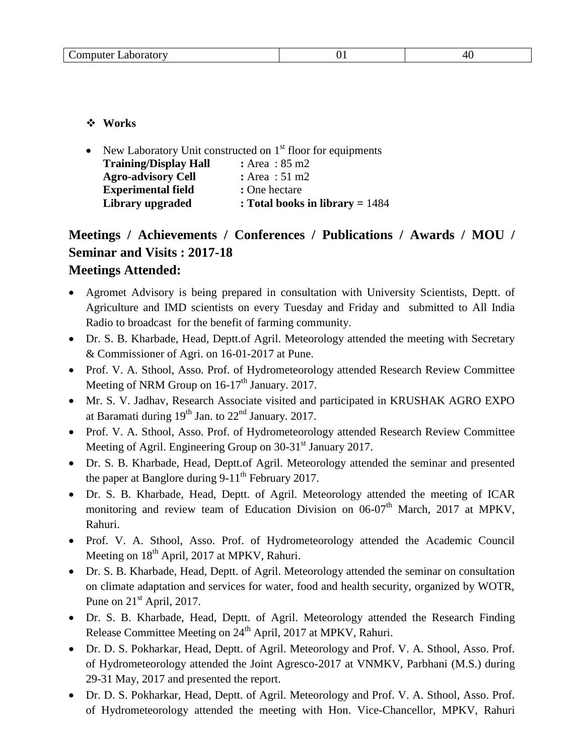| Computer Laboratory | 01 | 40 |
|---|---|---|

- **Works**

- New Laboratory Unit constructed on 1st floor for equipments

  **Training/Display Hall** : Area : 85 m2
  **Agro-advisory Cell** : Area : 51 m2
  **Experimental field** : One hectare
  **Library upgraded** : **Total books in library =** 1484

## Meetings / Achievements / Conferences / Publications / Awards / MOU / Seminar and Visits : 2017-18

## Meetings Attended:

- Agromet Advisory is being prepared in consultation with University Scientists, Deptt. of Agriculture and IMD scientists on every Tuesday and Friday and submitted to All India Radio to broadcast for the benefit of farming community.
- Dr. S. B. Kharbade, Head, Deptt.of Agril. Meteorology attended the meeting with Secretary & Commissioner of Agri. on 16-01-2017 at Pune.
- Prof. V. A. Sthool, Asso. Prof. of Hydrometeorology attended Research Review Committee Meeting of NRM Group on 16-17th January. 2017.
- Mr. S. V. Jadhav, Research Associate visited and participated in KRUSHAK AGRO EXPO at Baramati during 19th Jan. to 22nd January. 2017.
- Prof. V. A. Sthool, Asso. Prof. of Hydrometeorology attended Research Review Committee Meeting of Agril. Engineering Group on 30-31st January 2017.
- Dr. S. B. Kharbade, Head, Deptt.of Agril. Meteorology attended the seminar and presented the paper at Banglore during 9-11th February 2017.
- Dr. S. B. Kharbade, Head, Deptt. of Agril. Meteorology attended the meeting of ICAR monitoring and review team of Education Division on 06-07th March, 2017 at MPKV, Rahuri.
- Prof. V. A. Sthool, Asso. Prof. of Hydrometeorology attended the Academic Council Meeting on 18th April, 2017 at MPKV, Rahuri.
- Dr. S. B. Kharbade, Head, Deptt. of Agril. Meteorology attended the seminar on consultation on climate adaptation and services for water, food and health security, organized by WOTR, Pune on 21st April, 2017.
- Dr. S. B. Kharbade, Head, Deptt. of Agril. Meteorology attended the Research Finding Release Committee Meeting on 24th April, 2017 at MPKV, Rahuri.
- Dr. D. S. Pokharkar, Head, Deptt. of Agril. Meteorology and Prof. V. A. Sthool, Asso. Prof. of Hydrometeorology attended the Joint Agresco-2017 at VNMKV, Parbhani (M.S.) during 29-31 May, 2017 and presented the report.
- Dr. D. S. Pokharkar, Head, Deptt. of Agril. Meteorology and Prof. V. A. Sthool, Asso. Prof. of Hydrometeorology attended the meeting with Hon. Vice-Chancellor, MPKV, Rahuri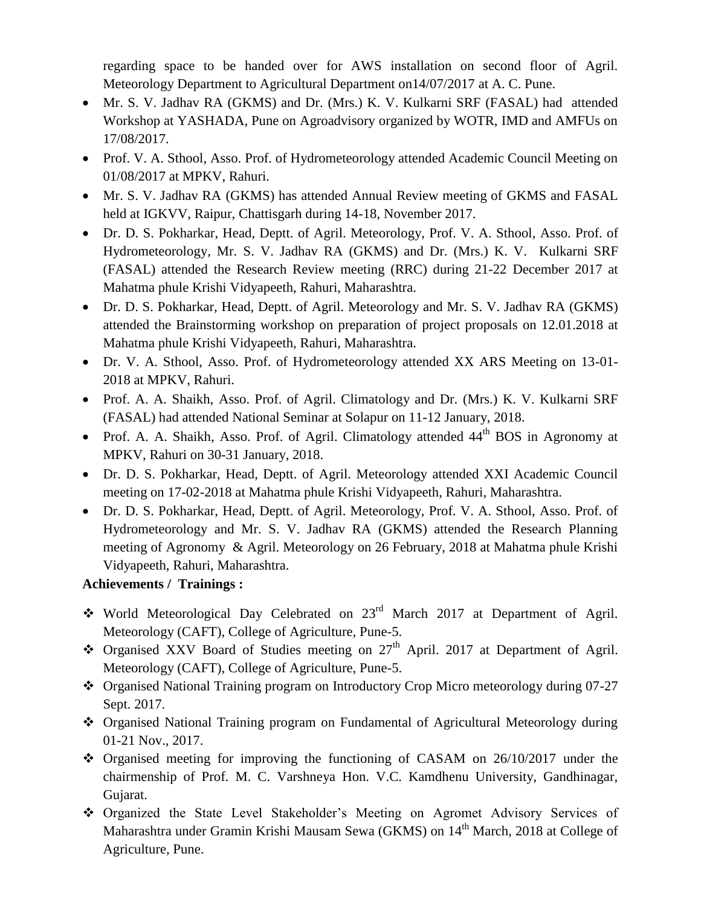regarding space to be handed over for AWS installation on second floor of Agril. Meteorology Department to Agricultural Department on14/07/2017 at A. C. Pune.

- Mr. S. V. Jadhav RA (GKMS) and Dr. (Mrs.) K. V. Kulkarni SRF (FASAL) had attended Workshop at YASHADA, Pune on Agroadvisory organized by WOTR, IMD and AMFUs on 17/08/2017.
- Prof. V. A. Sthool, Asso. Prof. of Hydrometeorology attended Academic Council Meeting on 01/08/2017 at MPKV, Rahuri.
- Mr. S. V. Jadhav RA (GKMS) has attended Annual Review meeting of GKMS and FASAL held at IGKVV, Raipur, Chattisgarh during 14-18, November 2017.
- Dr. D. S. Pokharkar, Head, Deptt. of Agril. Meteorology, Prof. V. A. Sthool, Asso. Prof. of Hydrometeorology, Mr. S. V. Jadhav RA (GKMS) and Dr. (Mrs.) K. V. Kulkarni SRF (FASAL) attended the Research Review meeting (RRC) during 21-22 December 2017 at Mahatma phule Krishi Vidyapeeth, Rahuri, Maharashtra.
- Dr. D. S. Pokharkar, Head, Deptt. of Agril. Meteorology and Mr. S. V. Jadhav RA (GKMS) attended the Brainstorming workshop on preparation of project proposals on 12.01.2018 at Mahatma phule Krishi Vidyapeeth, Rahuri, Maharashtra.
- Dr. V. A. Sthool, Asso. Prof. of Hydrometeorology attended XX ARS Meeting on 13-01-2018 at MPKV, Rahuri.
- Prof. A. A. Shaikh, Asso. Prof. of Agril. Climatology and Dr. (Mrs.) K. V. Kulkarni SRF (FASAL) had attended National Seminar at Solapur on 11-12 January, 2018.
- Prof. A. A. Shaikh, Asso. Prof. of Agril. Climatology attended 44th BOS in Agronomy at MPKV, Rahuri on 30-31 January, 2018.
- Dr. D. S. Pokharkar, Head, Deptt. of Agril. Meteorology attended XXI Academic Council meeting on 17-02-2018 at Mahatma phule Krishi Vidyapeeth, Rahuri, Maharashtra.
- Dr. D. S. Pokharkar, Head, Deptt. of Agril. Meteorology, Prof. V. A. Sthool, Asso. Prof. of Hydrometeorology and Mr. S. V. Jadhav RA (GKMS) attended the Research Planning meeting of Agronomy & Agril. Meteorology on 26 February, 2018 at Mahatma phule Krishi Vidyapeeth, Rahuri, Maharashtra.

**Achievements / Trainings :**

- ❖ World Meteorological Day Celebrated on 23rd March 2017 at Department of Agril. Meteorology (CAFT), College of Agriculture, Pune-5.
- ❖ Organised XXV Board of Studies meeting on 27th April. 2017 at Department of Agril. Meteorology (CAFT), College of Agriculture, Pune-5.
- ❖ Organised National Training program on Introductory Crop Micro meteorology during 07-27 Sept. 2017.
- ❖ Organised National Training program on Fundamental of Agricultural Meteorology during 01-21 Nov., 2017.
- ❖ Organised meeting for improving the functioning of CASAM on 26/10/2017 under the chairmenship of Prof. M. C. Varshneya Hon. V.C. Kamdhenu University, Gandhinagar, Gujarat.
- ❖ Organized the State Level Stakeholder's Meeting on Agromet Advisory Services of Maharashtra under Gramin Krishi Mausam Sewa (GKMS) on 14th March, 2018 at College of Agriculture, Pune.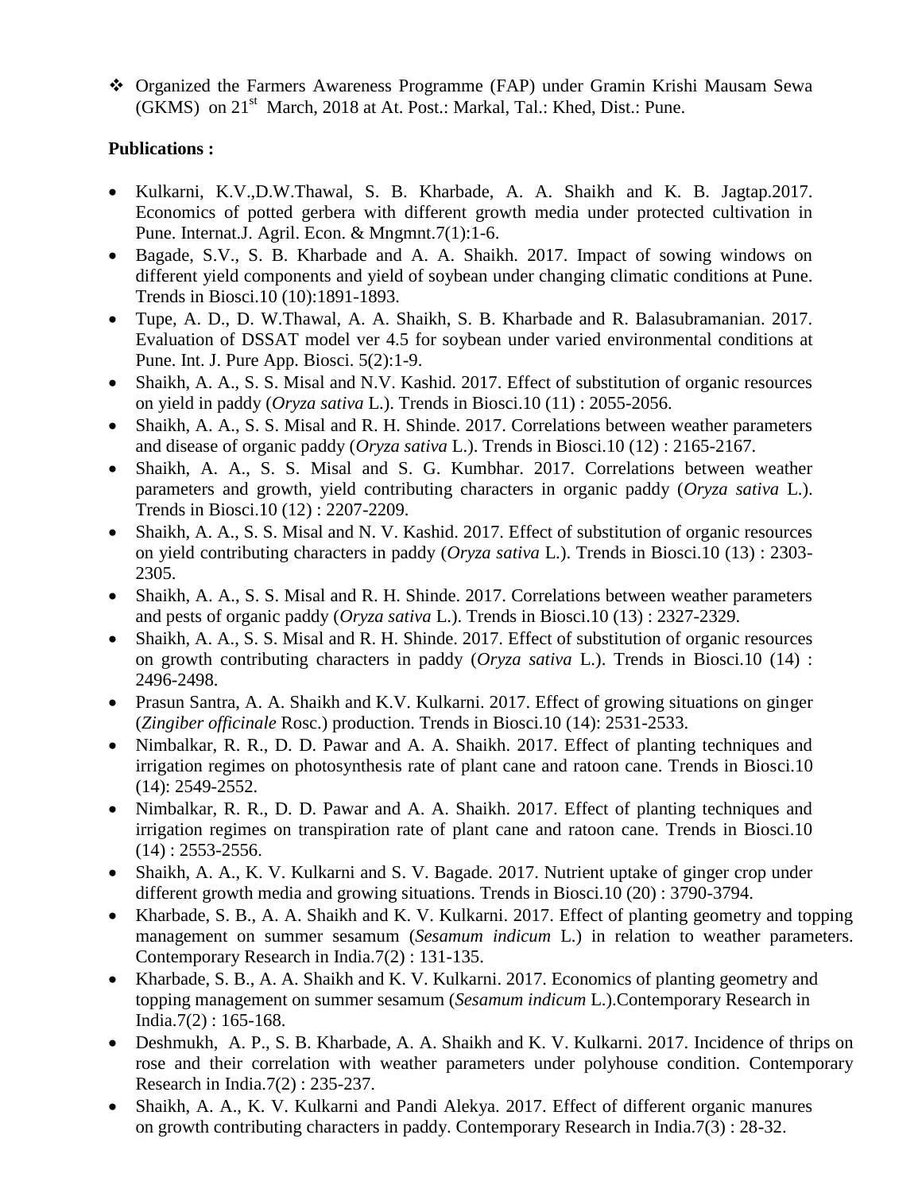- ❖ Organized the Farmers Awareness Programme (FAP) under Gramin Krishi Mausam Sewa (GKMS) on 21st March, 2018 at At. Post.: Markal, Tal.: Khed, Dist.: Pune.

**Publications :**

- Kulkarni, K.V.,D.W.Thawal, S. B. Kharbade, A. A. Shaikh and K. B. Jagtap.2017. Economics of potted gerbera with different growth media under protected cultivation in Pune. Internat.J. Agril. Econ. & Mngmnt.7(1):1-6.
- Bagade, S.V., S. B. Kharbade and A. A. Shaikh. 2017. Impact of sowing windows on different yield components and yield of soybean under changing climatic conditions at Pune. Trends in Biosci.10 (10):1891-1893.
- Tupe, A. D., D. W.Thawal, A. A. Shaikh, S. B. Kharbade and R. Balasubramanian. 2017. Evaluation of DSSAT model ver 4.5 for soybean under varied environmental conditions at Pune. Int. J. Pure App. Biosci. 5(2):1-9.
- Shaikh, A. A., S. S. Misal and N.V. Kashid. 2017. Effect of substitution of organic resources on yield in paddy (*Oryza sativa* L.). Trends in Biosci.10 (11) : 2055-2056.
- Shaikh, A. A., S. S. Misal and R. H. Shinde. 2017. Correlations between weather parameters and disease of organic paddy (*Oryza sativa* L.). Trends in Biosci.10 (12) : 2165-2167.
- Shaikh, A. A., S. S. Misal and S. G. Kumbhar. 2017. Correlations between weather parameters and growth, yield contributing characters in organic paddy (*Oryza sativa* L.). Trends in Biosci.10 (12) : 2207-2209.
- Shaikh, A. A., S. S. Misal and N. V. Kashid. 2017. Effect of substitution of organic resources on yield contributing characters in paddy (*Oryza sativa* L.). Trends in Biosci.10 (13) : 2303-2305.
- Shaikh, A. A., S. S. Misal and R. H. Shinde. 2017. Correlations between weather parameters and pests of organic paddy (*Oryza sativa* L.). Trends in Biosci.10 (13) : 2327-2329.
- Shaikh, A. A., S. S. Misal and R. H. Shinde. 2017. Effect of substitution of organic resources on growth contributing characters in paddy (*Oryza sativa* L.). Trends in Biosci.10 (14) : 2496-2498.
- Prasun Santra, A. A. Shaikh and K.V. Kulkarni. 2017. Effect of growing situations on ginger (*Zingiber officinale* Rosc.) production. Trends in Biosci.10 (14): 2531-2533.
- Nimbalkar, R. R., D. D. Pawar and A. A. Shaikh. 2017. Effect of planting techniques and irrigation regimes on photosynthesis rate of plant cane and ratoon cane. Trends in Biosci.10 (14): 2549-2552.
- Nimbalkar, R. R., D. D. Pawar and A. A. Shaikh. 2017. Effect of planting techniques and irrigation regimes on transpiration rate of plant cane and ratoon cane. Trends in Biosci.10 (14) : 2553-2556.
- Shaikh, A. A., K. V. Kulkarni and S. V. Bagade. 2017. Nutrient uptake of ginger crop under different growth media and growing situations. Trends in Biosci.10 (20) : 3790-3794.
- Kharbade, S. B., A. A. Shaikh and K. V. Kulkarni. 2017. Effect of planting geometry and topping management on summer sesamum (*Sesamum indicum* L.) in relation to weather parameters. Contemporary Research in India.7(2) : 131-135.
- Kharbade, S. B., A. A. Shaikh and K. V. Kulkarni. 2017. Economics of planting geometry and topping management on summer sesamum (*Sesamum indicum* L.).Contemporary Research in India.7(2) : 165-168.
- Deshmukh, A. P., S. B. Kharbade, A. A. Shaikh and K. V. Kulkarni. 2017. Incidence of thrips on rose and their correlation with weather parameters under polyhouse condition. Contemporary Research in India.7(2) : 235-237.
- Shaikh, A. A., K. V. Kulkarni and Pandi Alekya. 2017. Effect of different organic manures on growth contributing characters in paddy. Contemporary Research in India.7(3) : 28-32.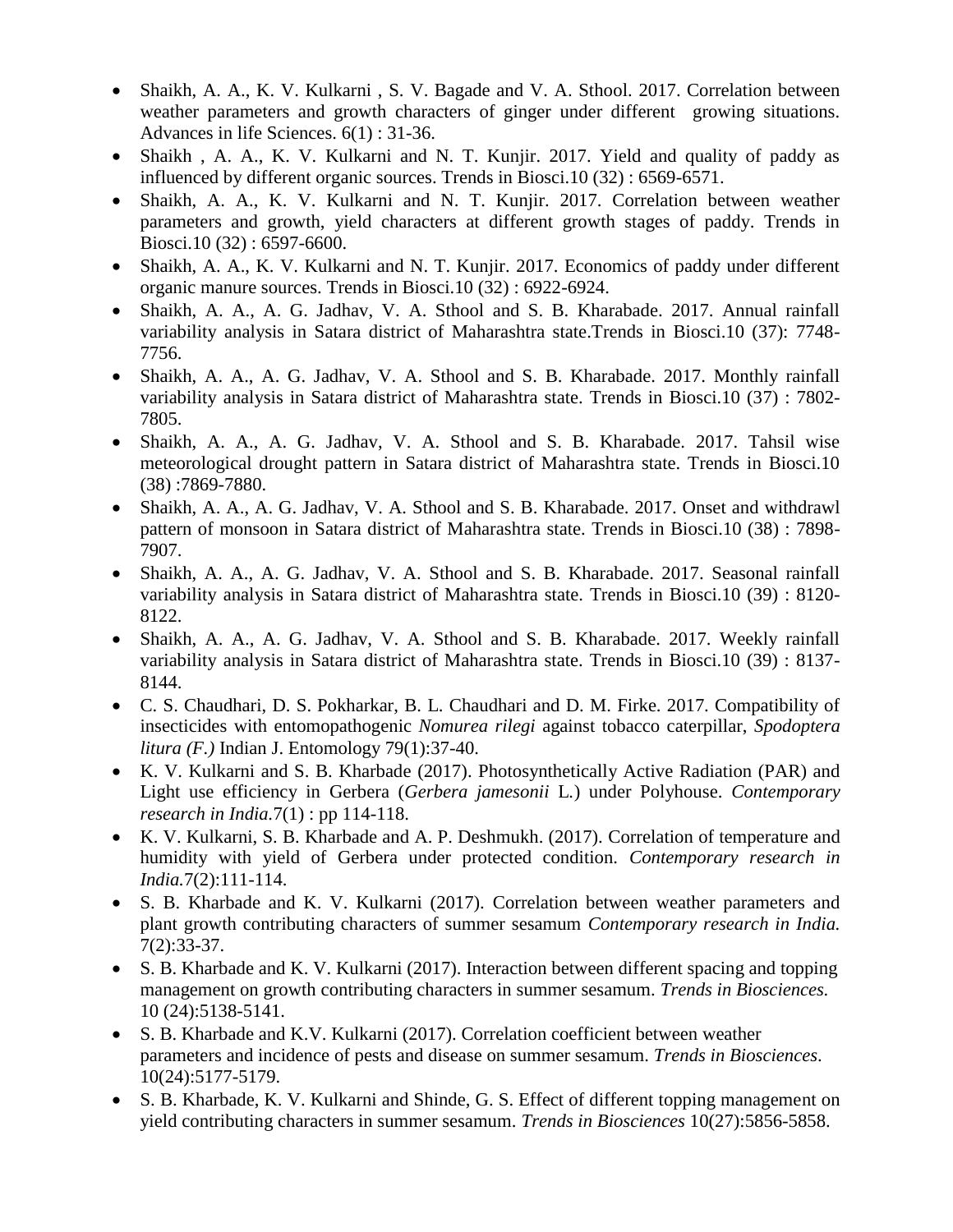- Shaikh, A. A., K. V. Kulkarni , S. V. Bagade and V. A. Sthool. 2017. Correlation between weather parameters and growth characters of ginger under different growing situations. Advances in life Sciences. 6(1) : 31-36.
- Shaikh , A. A., K. V. Kulkarni and N. T. Kunjir. 2017. Yield and quality of paddy as influenced by different organic sources. Trends in Biosci.10 (32) : 6569-6571.
- Shaikh, A. A., K. V. Kulkarni and N. T. Kunjir. 2017. Correlation between weather parameters and growth, yield characters at different growth stages of paddy. Trends in Biosci.10 (32) : 6597-6600.
- Shaikh, A. A., K. V. Kulkarni and N. T. Kunjir. 2017. Economics of paddy under different organic manure sources. Trends in Biosci.10 (32) : 6922-6924.
- Shaikh, A. A., A. G. Jadhav, V. A. Sthool and S. B. Kharabade. 2017. Annual rainfall variability analysis in Satara district of Maharashtra state.Trends in Biosci.10 (37): 7748-7756.
- Shaikh, A. A., A. G. Jadhav, V. A. Sthool and S. B. Kharabade. 2017. Monthly rainfall variability analysis in Satara district of Maharashtra state. Trends in Biosci.10 (37) : 7802-7805.
- Shaikh, A. A., A. G. Jadhav, V. A. Sthool and S. B. Kharabade. 2017. Tahsil wise meteorological drought pattern in Satara district of Maharashtra state. Trends in Biosci.10 (38) :7869-7880.
- Shaikh, A. A., A. G. Jadhav, V. A. Sthool and S. B. Kharabade. 2017. Onset and withdrawl pattern of monsoon in Satara district of Maharashtra state. Trends in Biosci.10 (38) : 7898-7907.
- Shaikh, A. A., A. G. Jadhav, V. A. Sthool and S. B. Kharabade. 2017. Seasonal rainfall variability analysis in Satara district of Maharashtra state. Trends in Biosci.10 (39) : 8120-8122.
- Shaikh, A. A., A. G. Jadhav, V. A. Sthool and S. B. Kharabade. 2017. Weekly rainfall variability analysis in Satara district of Maharashtra state. Trends in Biosci.10 (39) : 8137-8144.
- C. S. Chaudhari, D. S. Pokharkar, B. L. Chaudhari and D. M. Firke. 2017. Compatibility of insecticides with entomopathogenic *Nomurea rilegi* against tobacco caterpillar, *Spodoptera litura (F.)* Indian J. Entomology 79(1):37-40.
- K. V. Kulkarni and S. B. Kharbade (2017). Photosynthetically Active Radiation (PAR) and Light use efficiency in Gerbera (*Gerbera jamesonii* L.) under Polyhouse. *Contemporary research in India.*7(1) : pp 114-118.
- K. V. Kulkarni, S. B. Kharbade and A. P. Deshmukh. (2017). Correlation of temperature and humidity with yield of Gerbera under protected condition. *Contemporary research in India.*7(2):111-114.
- S. B. Kharbade and K. V. Kulkarni (2017). Correlation between weather parameters and plant growth contributing characters of summer sesamum *Contemporary research in India.* 7(2):33-37.
- S. B. Kharbade and K. V. Kulkarni (2017). Interaction between different spacing and topping management on growth contributing characters in summer sesamum. *Trends in Biosciences.* 10 (24):5138-5141.
- S. B. Kharbade and K.V. Kulkarni (2017). Correlation coefficient between weather parameters and incidence of pests and disease on summer sesamum. *Trends in Biosciences*. 10(24):5177-5179.
- S. B. Kharbade, K. V. Kulkarni and Shinde, G. S. Effect of different topping management on yield contributing characters in summer sesamum. *Trends in Biosciences* 10(27):5856-5858.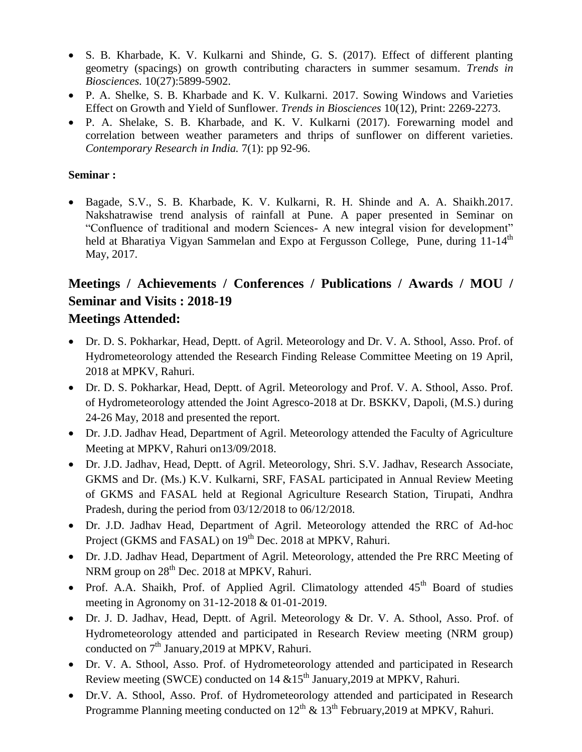- S. B. Kharbade, K. V. Kulkarni and Shinde, G. S. (2017). Effect of different planting geometry (spacings) on growth contributing characters in summer sesamum. *Trends in Biosciences.* 10(27):5899-5902.
- P. A. Shelke, S. B. Kharbade and K. V. Kulkarni. 2017. Sowing Windows and Varieties Effect on Growth and Yield of Sunflower. *Trends in Biosciences* 10(12), Print: 2269-2273.
- P. A. Shelake, S. B. Kharbade, and K. V. Kulkarni (2017). Forewarning model and correlation between weather parameters and thrips of sunflower on different varieties. *Contemporary Research in India.* 7(1): pp 92-96.

**Seminar :**

- Bagade, S.V., S. B. Kharbade, K. V. Kulkarni, R. H. Shinde and A. A. Shaikh.2017. Nakshatrawise trend analysis of rainfall at Pune. A paper presented in Seminar on "Confluence of traditional and modern Sciences- A new integral vision for development" held at Bharatiya Vigyan Sammelan and Expo at Fergusson College, Pune, during 11-14th May, 2017.

## Meetings / Achievements / Conferences / Publications / Awards / MOU / Seminar and Visits : 2018-19

## Meetings Attended:

- Dr. D. S. Pokharkar, Head, Deptt. of Agril. Meteorology and Dr. V. A. Sthool, Asso. Prof. of Hydrometeorology attended the Research Finding Release Committee Meeting on 19 April, 2018 at MPKV, Rahuri.
- Dr. D. S. Pokharkar, Head, Deptt. of Agril. Meteorology and Prof. V. A. Sthool, Asso. Prof. of Hydrometeorology attended the Joint Agresco-2018 at Dr. BSKKV, Dapoli, (M.S.) during 24-26 May, 2018 and presented the report.
- Dr. J.D. Jadhav Head, Department of Agril. Meteorology attended the Faculty of Agriculture Meeting at MPKV, Rahuri on13/09/2018.
- Dr. J.D. Jadhav, Head, Deptt. of Agril. Meteorology, Shri. S.V. Jadhav, Research Associate, GKMS and Dr. (Ms.) K.V. Kulkarni, SRF, FASAL participated in Annual Review Meeting of GKMS and FASAL held at Regional Agriculture Research Station, Tirupati, Andhra Pradesh, during the period from 03/12/2018 to 06/12/2018.
- Dr. J.D. Jadhav Head, Department of Agril. Meteorology attended the RRC of Ad-hoc Project (GKMS and FASAL) on 19th Dec. 2018 at MPKV, Rahuri.
- Dr. J.D. Jadhav Head, Department of Agril. Meteorology, attended the Pre RRC Meeting of NRM group on 28th Dec. 2018 at MPKV, Rahuri.
- Prof. A.A. Shaikh, Prof. of Applied Agril. Climatology attended 45th Board of studies meeting in Agronomy on 31-12-2018 & 01-01-2019.
- Dr. J. D. Jadhav, Head, Deptt. of Agril. Meteorology & Dr. V. A. Sthool, Asso. Prof. of Hydrometeorology attended and participated in Research Review meeting (NRM group) conducted on 7th January,2019 at MPKV, Rahuri.
- Dr. V. A. Sthool, Asso. Prof. of Hydrometeorology attended and participated in Research Review meeting (SWCE) conducted on 14 &15th January,2019 at MPKV, Rahuri.
- Dr.V. A. Sthool, Asso. Prof. of Hydrometeorology attended and participated in Research Programme Planning meeting conducted on 12th & 13th February,2019 at MPKV, Rahuri.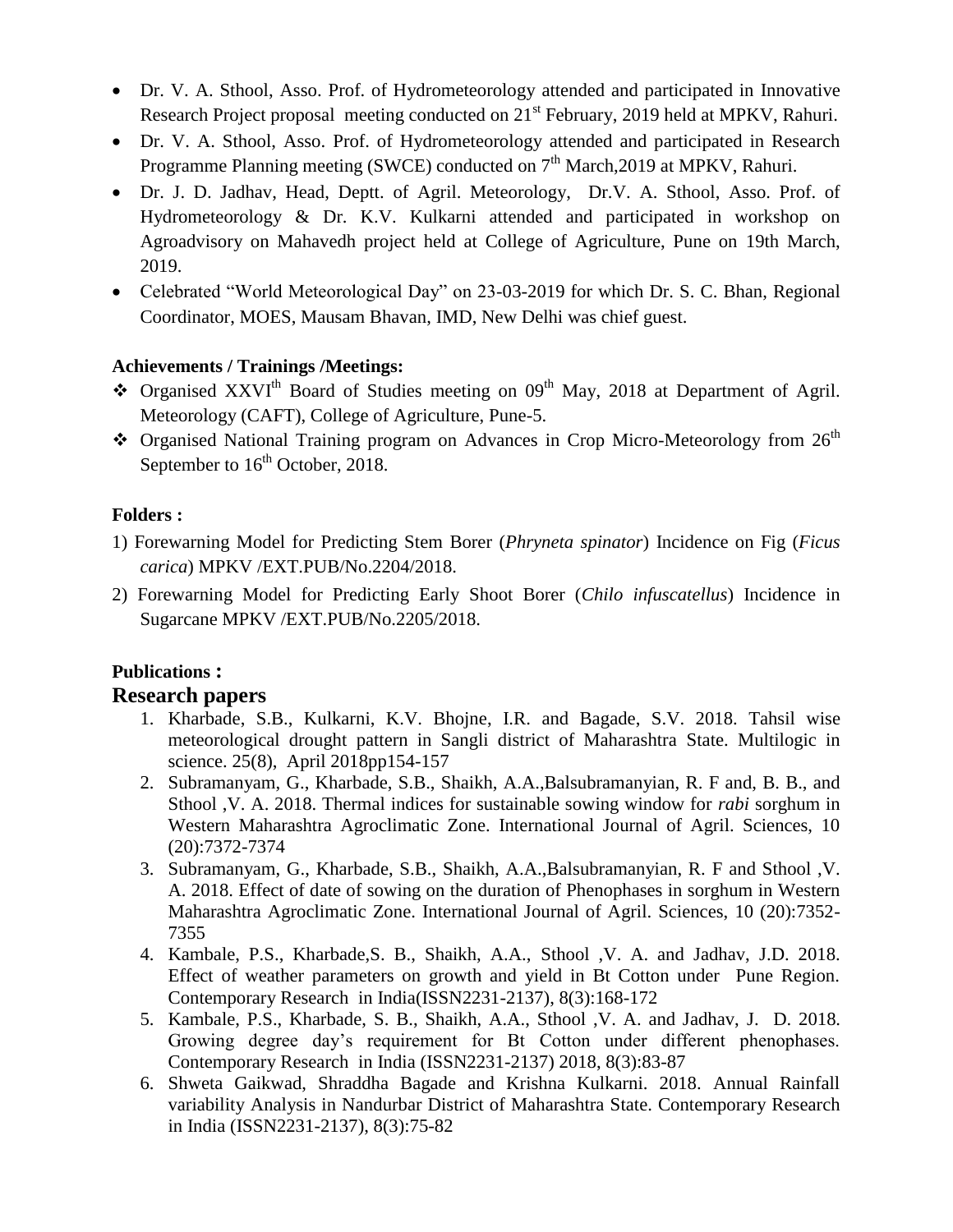- Dr. V. A. Sthool, Asso. Prof. of Hydrometeorology attended and participated in Innovative Research Project proposal meeting conducted on 21st February, 2019 held at MPKV, Rahuri.
- Dr. V. A. Sthool, Asso. Prof. of Hydrometeorology attended and participated in Research Programme Planning meeting (SWCE) conducted on 7th March,2019 at MPKV, Rahuri.
- Dr. J. D. Jadhav, Head, Deptt. of Agril. Meteorology, Dr.V. A. Sthool, Asso. Prof. of Hydrometeorology & Dr. K.V. Kulkarni attended and participated in workshop on Agroadvisory on Mahavedh project held at College of Agriculture, Pune on 19th March, 2019.
- Celebrated "World Meteorological Day" on 23-03-2019 for which Dr. S. C. Bhan, Regional Coordinator, MOES, Mausam Bhavan, IMD, New Delhi was chief guest.

**Achievements / Trainings /Meetings:**

- Organised XXVIth Board of Studies meeting on 09th May, 2018 at Department of Agril. Meteorology (CAFT), College of Agriculture, Pune-5.
- Organised National Training program on Advances in Crop Micro-Meteorology from 26th September to 16th October, 2018.

**Folders :**

1) Forewarning Model for Predicting Stem Borer (*Phryneta spinator*) Incidence on Fig (*Ficus carica*) MPKV /EXT.PUB/No.2204/2018.
2) Forewarning Model for Predicting Early Shoot Borer (*Chilo infuscatellus*) Incidence in Sugarcane MPKV /EXT.PUB/No.2205/2018.

**Publications :**

## Research papers

1. Kharbade, S.B., Kulkarni, K.V. Bhojne, I.R. and Bagade, S.V. 2018. Tahsil wise meteorological drought pattern in Sangli district of Maharashtra State. Multilogic in science. 25(8), April 2018pp154-157
2. Subramanyam, G., Kharbade, S.B., Shaikh, A.A.,Balsubramanyian, R. F and, B. B., and Sthool ,V. A. 2018. Thermal indices for sustainable sowing window for *rabi* sorghum in Western Maharashtra Agroclimatic Zone. International Journal of Agril. Sciences, 10 (20):7372-7374
3. Subramanyam, G., Kharbade, S.B., Shaikh, A.A.,Balsubramanyian, R. F and Sthool ,V. A. 2018. Effect of date of sowing on the duration of Phenophases in sorghum in Western Maharashtra Agroclimatic Zone. International Journal of Agril. Sciences, 10 (20):7352-7355
4. Kambale, P.S., Kharbade,S. B., Shaikh, A.A., Sthool ,V. A. and Jadhav, J.D. 2018. Effect of weather parameters on growth and yield in Bt Cotton under Pune Region. Contemporary Research in India(ISSN2231-2137), 8(3):168-172
5. Kambale, P.S., Kharbade, S. B., Shaikh, A.A., Sthool ,V. A. and Jadhav, J. D. 2018. Growing degree day's requirement for Bt Cotton under different phenophases. Contemporary Research in India (ISSN2231-2137) 2018, 8(3):83-87
6. Shweta Gaikwad, Shraddha Bagade and Krishna Kulkarni. 2018. Annual Rainfall variability Analysis in Nandurbar District of Maharashtra State. Contemporary Research in India (ISSN2231-2137), 8(3):75-82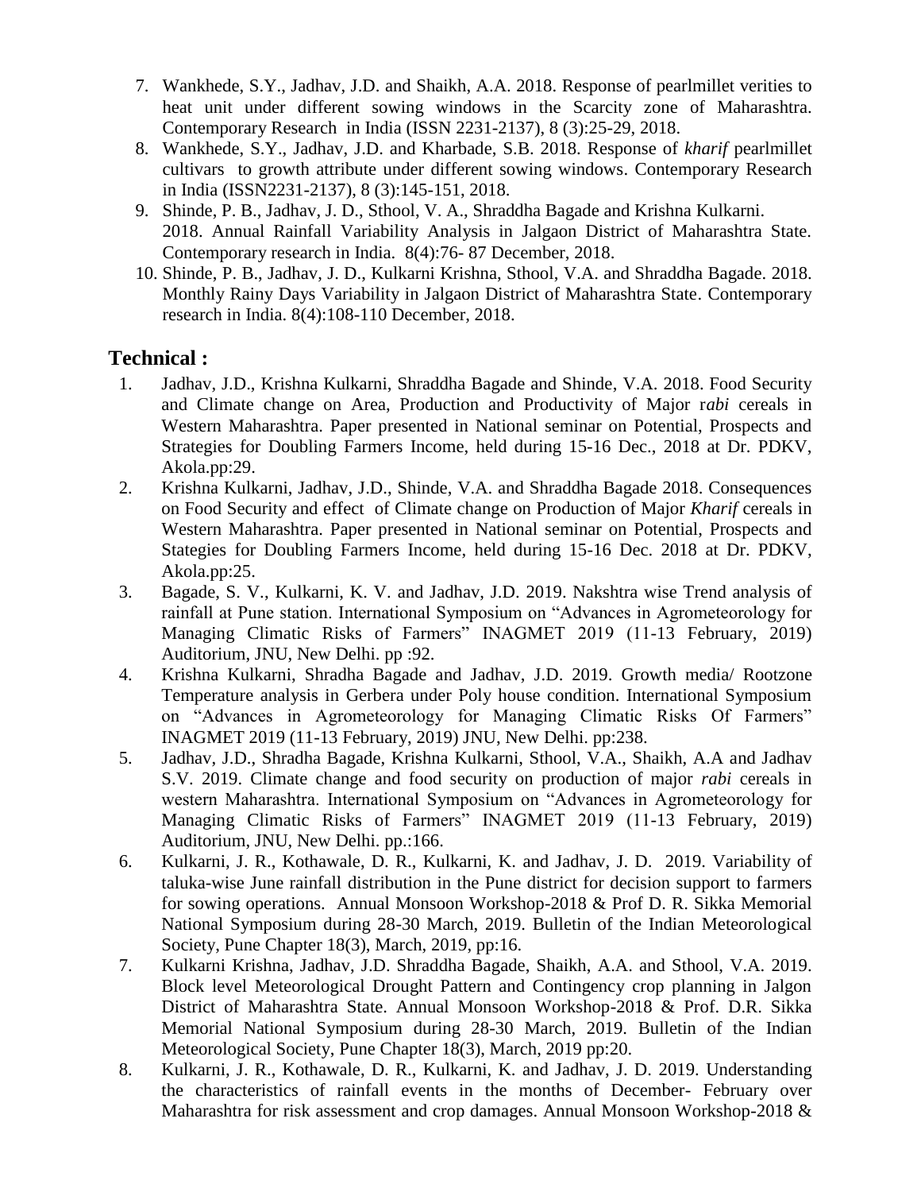7. Wankhede, S.Y., Jadhav, J.D. and Shaikh, A.A. 2018. Response of pearlmillet verities to heat unit under different sowing windows in the Scarcity zone of Maharashtra. Contemporary Research in India (ISSN 2231-2137), 8 (3):25-29, 2018.
8. Wankhede, S.Y., Jadhav, J.D. and Kharbade, S.B. 2018. Response of *kharif* pearlmillet cultivars to growth attribute under different sowing windows. Contemporary Research in India (ISSN2231-2137), 8 (3):145-151, 2018.
9. Shinde, P. B., Jadhav, J. D., Sthool, V. A., Shraddha Bagade and Krishna Kulkarni. 2018. Annual Rainfall Variability Analysis in Jalgaon District of Maharashtra State. Contemporary research in India. 8(4):76- 87 December, 2018.
10. Shinde, P. B., Jadhav, J. D., Kulkarni Krishna, Sthool, V.A. and Shraddha Bagade. 2018. Monthly Rainy Days Variability in Jalgaon District of Maharashtra State. Contemporary research in India. 8(4):108-110 December, 2018.

## Technical :

1. Jadhav, J.D., Krishna Kulkarni, Shraddha Bagade and Shinde, V.A. 2018. Food Security and Climate change on Area, Production and Productivity of Major r*abi* cereals in Western Maharashtra. Paper presented in National seminar on Potential, Prospects and Strategies for Doubling Farmers Income, held during 15-16 Dec., 2018 at Dr. PDKV, Akola.pp:29.
2. Krishna Kulkarni, Jadhav, J.D., Shinde, V.A. and Shraddha Bagade 2018. Consequences on Food Security and effect of Climate change on Production of Major *Kharif* cereals in Western Maharashtra. Paper presented in National seminar on Potential, Prospects and Stategies for Doubling Farmers Income, held during 15-16 Dec. 2018 at Dr. PDKV, Akola.pp:25.
3. Bagade, S. V., Kulkarni, K. V. and Jadhav, J.D. 2019. Nakshtra wise Trend analysis of rainfall at Pune station. International Symposium on "Advances in Agrometeorology for Managing Climatic Risks of Farmers" INAGMET 2019 (11-13 February, 2019) Auditorium, JNU, New Delhi. pp :92.
4. Krishna Kulkarni, Shradha Bagade and Jadhav, J.D. 2019. Growth media/ Rootzone Temperature analysis in Gerbera under Poly house condition. International Symposium on "Advances in Agrometeorology for Managing Climatic Risks Of Farmers" INAGMET 2019 (11-13 February, 2019) JNU, New Delhi. pp:238.
5. Jadhav, J.D., Shradha Bagade, Krishna Kulkarni, Sthool, V.A., Shaikh, A.A and Jadhav S.V. 2019. Climate change and food security on production of major *rabi* cereals in western Maharashtra. International Symposium on "Advances in Agrometeorology for Managing Climatic Risks of Farmers" INAGMET 2019 (11-13 February, 2019) Auditorium, JNU, New Delhi. pp.:166.
6. Kulkarni, J. R., Kothawale, D. R., Kulkarni, K. and Jadhav, J. D. 2019. Variability of taluka-wise June rainfall distribution in the Pune district for decision support to farmers for sowing operations. Annual Monsoon Workshop-2018 & Prof D. R. Sikka Memorial National Symposium during 28-30 March, 2019. Bulletin of the Indian Meteorological Society, Pune Chapter 18(3), March, 2019, pp:16.
7. Kulkarni Krishna, Jadhav, J.D. Shraddha Bagade, Shaikh, A.A. and Sthool, V.A. 2019. Block level Meteorological Drought Pattern and Contingency crop planning in Jalgon District of Maharashtra State. Annual Monsoon Workshop-2018 & Prof. D.R. Sikka Memorial National Symposium during 28-30 March, 2019. Bulletin of the Indian Meteorological Society, Pune Chapter 18(3), March, 2019 pp:20.
8. Kulkarni, J. R., Kothawale, D. R., Kulkarni, K. and Jadhav, J. D. 2019. Understanding the characteristics of rainfall events in the months of December- February over Maharashtra for risk assessment and crop damages. Annual Monsoon Workshop-2018 &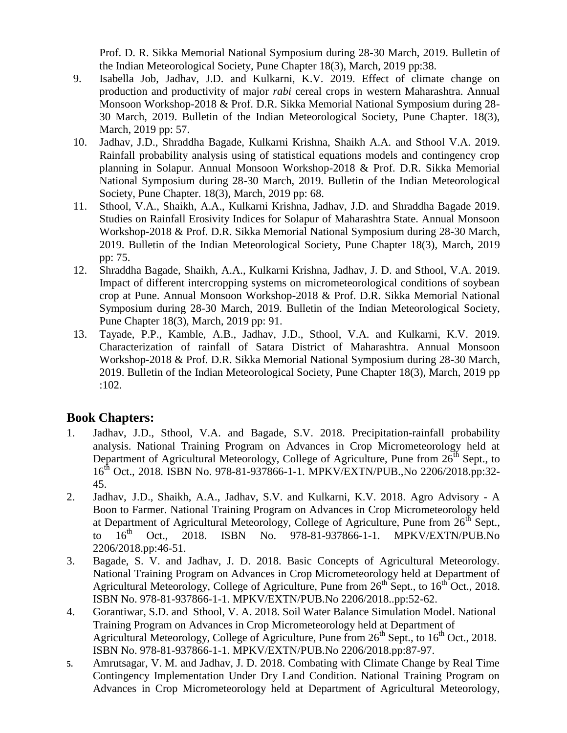Prof. D. R. Sikka Memorial National Symposium during 28-30 March, 2019. Bulletin of the Indian Meteorological Society, Pune Chapter 18(3), March, 2019 pp:38.

9. Isabella Job, Jadhav, J.D. and Kulkarni, K.V. 2019. Effect of climate change on production and productivity of major *rabi* cereal crops in western Maharashtra. Annual Monsoon Workshop-2018 & Prof. D.R. Sikka Memorial National Symposium during 28-30 March, 2019. Bulletin of the Indian Meteorological Society, Pune Chapter. 18(3), March, 2019 pp: 57.
10. Jadhav, J.D., Shraddha Bagade, Kulkarni Krishna, Shaikh A.A. and Sthool V.A. 2019. Rainfall probability analysis using of statistical equations models and contingency crop planning in Solapur. Annual Monsoon Workshop-2018 & Prof. D.R. Sikka Memorial National Symposium during 28-30 March, 2019. Bulletin of the Indian Meteorological Society, Pune Chapter. 18(3), March, 2019 pp: 68.
11. Sthool, V.A., Shaikh, A.A., Kulkarni Krishna, Jadhav, J.D. and Shraddha Bagade 2019. Studies on Rainfall Erosivity Indices for Solapur of Maharashtra State. Annual Monsoon Workshop-2018 & Prof. D.R. Sikka Memorial National Symposium during 28-30 March, 2019. Bulletin of the Indian Meteorological Society, Pune Chapter 18(3), March, 2019 pp: 75.
12. Shraddha Bagade, Shaikh, A.A., Kulkarni Krishna, Jadhav, J. D. and Sthool, V.A. 2019. Impact of different intercropping systems on micrometeorological conditions of soybean crop at Pune. Annual Monsoon Workshop-2018 & Prof. D.R. Sikka Memorial National Symposium during 28-30 March, 2019. Bulletin of the Indian Meteorological Society, Pune Chapter 18(3), March, 2019 pp: 91.
13. Tayade, P.P., Kamble, A.B., Jadhav, J.D., Sthool, V.A. and Kulkarni, K.V. 2019. Characterization of rainfall of Satara District of Maharashtra. Annual Monsoon Workshop-2018 & Prof. D.R. Sikka Memorial National Symposium during 28-30 March, 2019. Bulletin of the Indian Meteorological Society, Pune Chapter 18(3), March, 2019 pp :102.

## Book Chapters:

1. Jadhav, J.D., Sthool, V.A. and Bagade, S.V. 2018. Precipitation-rainfall probability analysis. National Training Program on Advances in Crop Micrometeorology held at Department of Agricultural Meteorology, College of Agriculture, Pune from 26th Sept., to 16th Oct., 2018. ISBN No. 978-81-937866-1-1. MPKV/EXTN/PUB.,No 2206/2018.pp:32-45.
2. Jadhav, J.D., Shaikh, A.A., Jadhav, S.V. and Kulkarni, K.V. 2018. Agro Advisory - A Boon to Farmer. National Training Program on Advances in Crop Micrometeorology held at Department of Agricultural Meteorology, College of Agriculture, Pune from 26th Sept., to 16th Oct., 2018. ISBN No. 978-81-937866-1-1. MPKV/EXTN/PUB.No 2206/2018.pp:46-51.
3. Bagade, S. V. and Jadhav, J. D. 2018. Basic Concepts of Agricultural Meteorology. National Training Program on Advances in Crop Micrometeorology held at Department of Agricultural Meteorology, College of Agriculture, Pune from 26th Sept., to 16th Oct., 2018. ISBN No. 978-81-937866-1-1. MPKV/EXTN/PUB.No 2206/2018..pp:52-62.
4. Gorantiwar, S.D. and Sthool, V. A. 2018. Soil Water Balance Simulation Model. National Training Program on Advances in Crop Micrometeorology held at Department of Agricultural Meteorology, College of Agriculture, Pune from 26th Sept., to 16th Oct., 2018. ISBN No. 978-81-937866-1-1. MPKV/EXTN/PUB.No 2206/2018.pp:87-97.
5. Amrutsagar, V. M. and Jadhav, J. D. 2018. Combating with Climate Change by Real Time Contingency Implementation Under Dry Land Condition. National Training Program on Advances in Crop Micrometeorology held at Department of Agricultural Meteorology,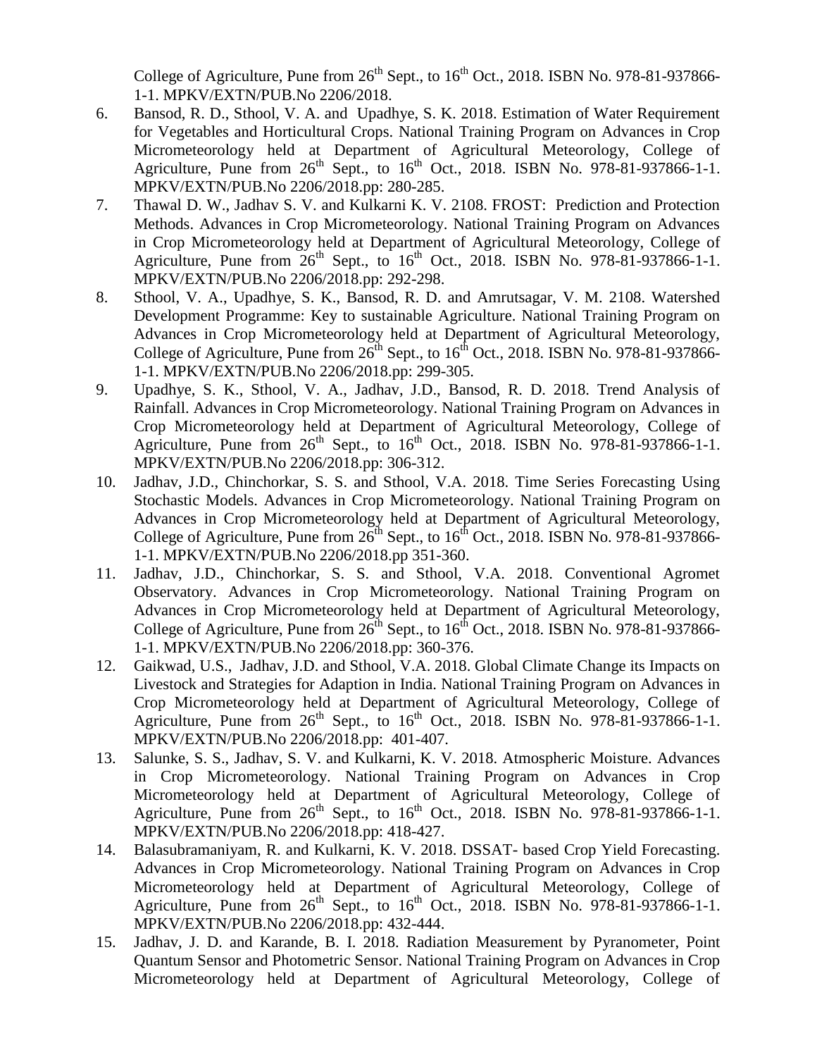College of Agriculture, Pune from 26th Sept., to 16th Oct., 2018. ISBN No. 978-81-937866-1-1. MPKV/EXTN/PUB.No 2206/2018.

6. Bansod, R. D., Sthool, V. A. and Upadhye, S. K. 2018. Estimation of Water Requirement for Vegetables and Horticultural Crops. National Training Program on Advances in Crop Micrometeorology held at Department of Agricultural Meteorology, College of Agriculture, Pune from 26th Sept., to 16th Oct., 2018. ISBN No. 978-81-937866-1-1. MPKV/EXTN/PUB.No 2206/2018.pp: 280-285.
7. Thawal D. W., Jadhav S. V. and Kulkarni K. V. 2108. FROST: Prediction and Protection Methods. Advances in Crop Micrometeorology. National Training Program on Advances in Crop Micrometeorology held at Department of Agricultural Meteorology, College of Agriculture, Pune from 26th Sept., to 16th Oct., 2018. ISBN No. 978-81-937866-1-1. MPKV/EXTN/PUB.No 2206/2018.pp: 292-298.
8. Sthool, V. A., Upadhye, S. K., Bansod, R. D. and Amrutsagar, V. M. 2108. Watershed Development Programme: Key to sustainable Agriculture. National Training Program on Advances in Crop Micrometeorology held at Department of Agricultural Meteorology, College of Agriculture, Pune from 26th Sept., to 16th Oct., 2018. ISBN No. 978-81-937866-1-1. MPKV/EXTN/PUB.No 2206/2018.pp: 299-305.
9. Upadhye, S. K., Sthool, V. A., Jadhav, J.D., Bansod, R. D. 2018. Trend Analysis of Rainfall. Advances in Crop Micrometeorology. National Training Program on Advances in Crop Micrometeorology held at Department of Agricultural Meteorology, College of Agriculture, Pune from 26th Sept., to 16th Oct., 2018. ISBN No. 978-81-937866-1-1. MPKV/EXTN/PUB.No 2206/2018.pp: 306-312.
10. Jadhav, J.D., Chinchorkar, S. S. and Sthool, V.A. 2018. Time Series Forecasting Using Stochastic Models. Advances in Crop Micrometeorology. National Training Program on Advances in Crop Micrometeorology held at Department of Agricultural Meteorology, College of Agriculture, Pune from 26th Sept., to 16th Oct., 2018. ISBN No. 978-81-937866-1-1. MPKV/EXTN/PUB.No 2206/2018.pp 351-360.
11. Jadhav, J.D., Chinchorkar, S. S. and Sthool, V.A. 2018. Conventional Agromet Observatory. Advances in Crop Micrometeorology. National Training Program on Advances in Crop Micrometeorology held at Department of Agricultural Meteorology, College of Agriculture, Pune from 26th Sept., to 16th Oct., 2018. ISBN No. 978-81-937866-1-1. MPKV/EXTN/PUB.No 2206/2018.pp: 360-376.
12. Gaikwad, U.S., Jadhav, J.D. and Sthool, V.A. 2018. Global Climate Change its Impacts on Livestock and Strategies for Adaption in India. National Training Program on Advances in Crop Micrometeorology held at Department of Agricultural Meteorology, College of Agriculture, Pune from 26th Sept., to 16th Oct., 2018. ISBN No. 978-81-937866-1-1. MPKV/EXTN/PUB.No 2206/2018.pp: 401-407.
13. Salunke, S. S., Jadhav, S. V. and Kulkarni, K. V. 2018. Atmospheric Moisture. Advances in Crop Micrometeorology. National Training Program on Advances in Crop Micrometeorology held at Department of Agricultural Meteorology, College of Agriculture, Pune from 26th Sept., to 16th Oct., 2018. ISBN No. 978-81-937866-1-1. MPKV/EXTN/PUB.No 2206/2018.pp: 418-427.
14. Balasubramaniyam, R. and Kulkarni, K. V. 2018. DSSAT- based Crop Yield Forecasting. Advances in Crop Micrometeorology. National Training Program on Advances in Crop Micrometeorology held at Department of Agricultural Meteorology, College of Agriculture, Pune from 26th Sept., to 16th Oct., 2018. ISBN No. 978-81-937866-1-1. MPKV/EXTN/PUB.No 2206/2018.pp: 432-444.
15. Jadhav, J. D. and Karande, B. I. 2018. Radiation Measurement by Pyranometer, Point Quantum Sensor and Photometric Sensor. National Training Program on Advances in Crop Micrometeorology held at Department of Agricultural Meteorology, College of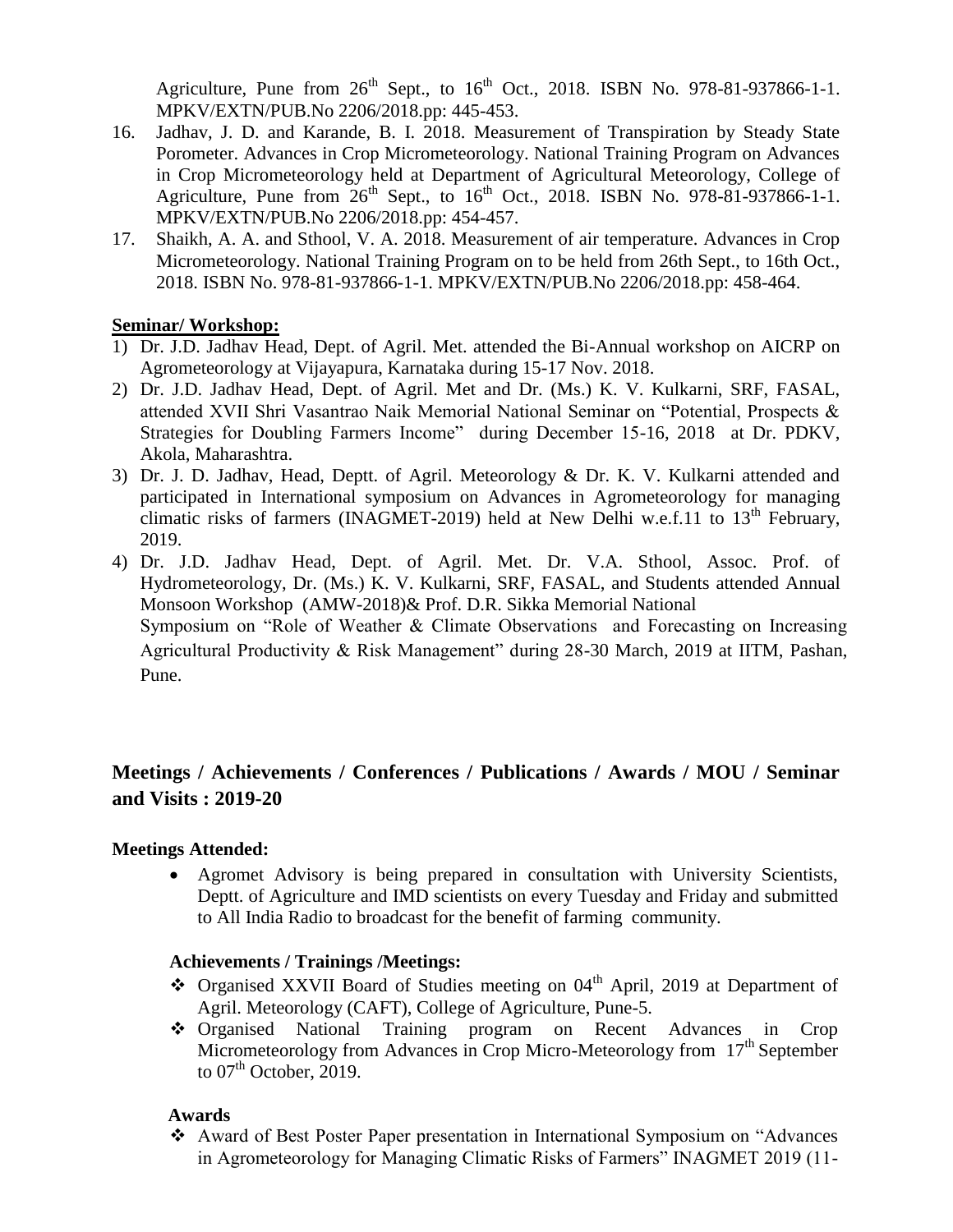Agriculture, Pune from 26th Sept., to 16th Oct., 2018. ISBN No. 978-81-937866-1-1. MPKV/EXTN/PUB.No 2206/2018.pp: 445-453.

16. Jadhav, J. D. and Karande, B. I. 2018. Measurement of Transpiration by Steady State Porometer. Advances in Crop Micrometeorology. National Training Program on Advances in Crop Micrometeorology held at Department of Agricultural Meteorology, College of Agriculture, Pune from 26th Sept., to 16th Oct., 2018. ISBN No. 978-81-937866-1-1. MPKV/EXTN/PUB.No 2206/2018.pp: 454-457.
17. Shaikh, A. A. and Sthool, V. A. 2018. Measurement of air temperature. Advances in Crop Micrometeorology. National Training Program on to be held from 26th Sept., to 16th Oct., 2018. ISBN No. 978-81-937866-1-1. MPKV/EXTN/PUB.No 2206/2018.pp: 458-464.

**Seminar/ Workshop:**

1) Dr. J.D. Jadhav Head, Dept. of Agril. Met. attended the Bi-Annual workshop on AICRP on Agrometeorology at Vijayapura, Karnataka during 15-17 Nov. 2018.
2) Dr. J.D. Jadhav Head, Dept. of Agril. Met and Dr. (Ms.) K. V. Kulkarni, SRF, FASAL, attended XVII Shri Vasantrao Naik Memorial National Seminar on "Potential, Prospects & Strategies for Doubling Farmers Income" during December 15-16, 2018 at Dr. PDKV, Akola, Maharashtra.
3) Dr. J. D. Jadhav, Head, Deptt. of Agril. Meteorology & Dr. K. V. Kulkarni attended and participated in International symposium on Advances in Agrometeorology for managing climatic risks of farmers (INAGMET-2019) held at New Delhi w.e.f.11 to 13th February, 2019.
4) Dr. J.D. Jadhav Head, Dept. of Agril. Met. Dr. V.A. Sthool, Assoc. Prof. of Hydrometeorology, Dr. (Ms.) K. V. Kulkarni, SRF, FASAL, and Students attended Annual Monsoon Workshop (AMW-2018)& Prof. D.R. Sikka Memorial National Symposium on "Role of Weather & Climate Observations and Forecasting on Increasing Agricultural Productivity & Risk Management" during 28-30 March, 2019 at IITM, Pashan, Pune.

## Meetings / Achievements / Conferences / Publications / Awards / MOU / Seminar and Visits : 2019-20

**Meetings Attended:**

- Agromet Advisory is being prepared in consultation with University Scientists, Deptt. of Agriculture and IMD scientists on every Tuesday and Friday and submitted to All India Radio to broadcast for the benefit of farming community.

**Achievements / Trainings /Meetings:**

- Organised XXVII Board of Studies meeting on 04th April, 2019 at Department of Agril. Meteorology (CAFT), College of Agriculture, Pune-5.
- Organised National Training program on Recent Advances in Crop Micrometeorology from Advances in Crop Micro-Meteorology from 17th September to 07th October, 2019.

**Awards**

- Award of Best Poster Paper presentation in International Symposium on "Advances in Agrometeorology for Managing Climatic Risks of Farmers" INAGMET 2019 (11-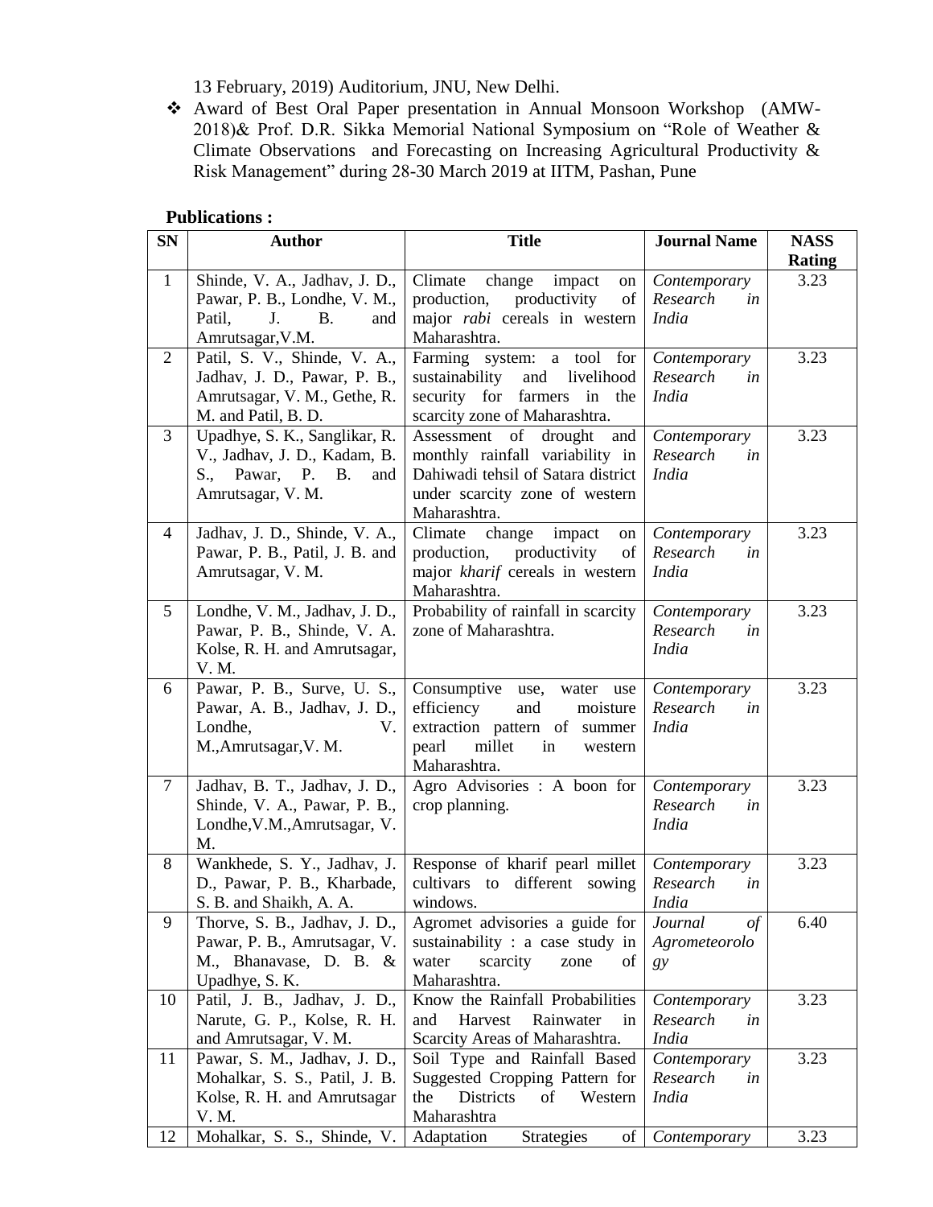13 February, 2019) Auditorium, JNU, New Delhi.

- Award of Best Oral Paper presentation in Annual Monsoon Workshop (AMW-2018)& Prof. D.R. Sikka Memorial National Symposium on "Role of Weather & Climate Observations and Forecasting on Increasing Agricultural Productivity & Risk Management" during 28-30 March 2019 at IITM, Pashan, Pune

**Publications :**

| SN | Author | Title | Journal Name | NASS Rating |
|---|---|---|---|---|
| 1 | Shinde, V. A., Jadhav, J. D., Pawar, P. B., Londhe, V. M., Patil, J. B. and Amrutsagar,V.M. | Climate change impact on production, productivity of major *rabi* cereals in western Maharashtra. | *Contemporary Research in India* | 3.23 |
| 2 | Patil, S. V., Shinde, V. A., Jadhav, J. D., Pawar, P. B., Amrutsagar, V. M., Gethe, R. M. and Patil, B. D. | Farming system: a tool for sustainability and livelihood security for farmers in the scarcity zone of Maharashtra. | *Contemporary Research in India* | 3.23 |
| 3 | Upadhye, S. K., Sanglikar, R. V., Jadhav, J. D., Kadam, B. S., Pawar, P. B. and Amrutsagar, V. M. | Assessment of drought and monthly rainfall variability in Dahiwadi tehsil of Satara district under scarcity zone of western Maharashtra. | *Contemporary Research in India* | 3.23 |
| 4 | Jadhav, J. D., Shinde, V. A., Pawar, P. B., Patil, J. B. and Amrutsagar, V. M. | Climate change impact on production, productivity of major *kharif* cereals in western Maharashtra. | *Contemporary Research in India* | 3.23 |
| 5 | Londhe, V. M., Jadhav, J. D., Pawar, P. B., Shinde, V. A. Kolse, R. H. and Amrutsagar, V. M. | Probability of rainfall in scarcity zone of Maharashtra. | *Contemporary Research in India* | 3.23 |
| 6 | Pawar, P. B., Surve, U. S., Pawar, A. B., Jadhav, J. D., Londhe, V. M.,Amrutsagar,V. M. | Consumptive use, water use efficiency and moisture extraction pattern of summer pearl millet in western Maharashtra. | *Contemporary Research in India* | 3.23 |
| 7 | Jadhav, B. T., Jadhav, J. D., Shinde, V. A., Pawar, P. B., Londhe,V.M.,Amrutsagar, V. M. | Agro Advisories : A boon for crop planning. | *Contemporary Research in India* | 3.23 |
| 8 | Wankhede, S. Y., Jadhav, J. D., Pawar, P. B., Kharbade, S. B. and Shaikh, A. A. | Response of kharif pearl millet cultivars to different sowing windows. | *Contemporary Research in India* | 3.23 |
| 9 | Thorve, S. B., Jadhav, J. D., Pawar, P. B., Amrutsagar, V. M., Bhanavase, D. B. & Upadhye, S. K. | Agromet advisories a guide for sustainability : a case study in water scarcity zone of Maharashtra. | *Journal of Agrometeorology* | 6.40 |
| 10 | Patil, J. B., Jadhav, J. D., Narute, G. P., Kolse, R. H. and Amrutsagar, V. M. | Know the Rainfall Probabilities and Harvest Rainwater in Scarcity Areas of Maharashtra. | *Contemporary Research in India* | 3.23 |
| 11 | Pawar, S. M., Jadhav, J. D., Mohalkar, S. S., Patil, J. B. Kolse, R. H. and Amrutsagar V. M. | Soil Type and Rainfall Based Suggested Cropping Pattern for the Districts of Western Maharashtra | *Contemporary Research in India* | 3.23 |
| 12 | Mohalkar, S. S., Shinde, V. | Adaptation Strategies of | *Contemporary* | 3.23 |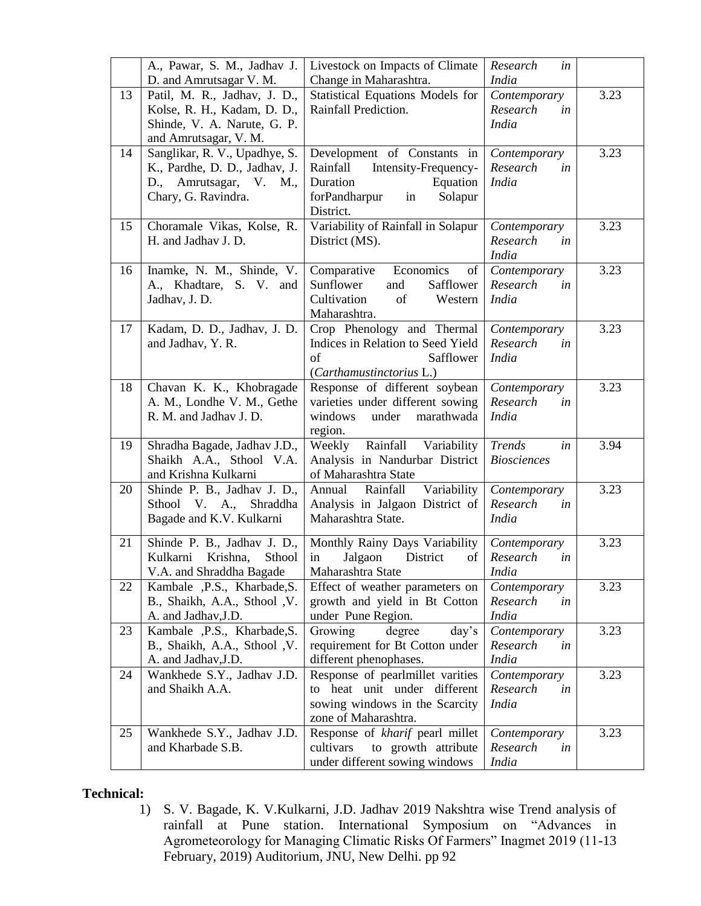|  | A., Pawar, S. M., Jadhav J. D. and Amrutsagar V. M. | Livestock on Impacts of Climate Change in Maharashtra. | *Research in India* |  |
|---|---|---|---|---|
| 13 | Patil, M. R., Jadhav, J. D., Kolse, R. H., Kadam, D. D., Shinde, V. A. Narute, G. P. and Amrutsagar, V. M. | Statistical Equations Models for Rainfall Prediction. | *Contemporary Research in India* | 3.23 |
| 14 | Sanglikar, R. V., Upadhye, S. K., Pardhe, D. D., Jadhav, J. D., Amrutsagar, V. M., Chary, G. Ravindra. | Development of Constants in Rainfall Intensity-Frequency-Duration Equation forPandharpur in Solapur District. | *Contemporary Research in India* | 3.23 |
| 15 | Choramale Vikas, Kolse, R. H. and Jadhav J. D. | Variability of Rainfall in Solapur District (MS). | *Contemporary Research in India* | 3.23 |
| 16 | Inamke, N. M., Shinde, V. A., Khadtare, S. V. and Jadhav, J. D. | Comparative Economics of Sunflower and Safflower Cultivation of Western Maharashtra. | *Contemporary Research in India* | 3.23 |
| 17 | Kadam, D. D., Jadhav, J. D. and Jadhav, Y. R. | Crop Phenology and Thermal Indices in Relation to Seed Yield of Safflower (*Carthamustinctorius* L.) | *Contemporary Research in India* | 3.23 |
| 18 | Chavan K. K., Khobragade A. M., Londhe V. M., Gethe R. M. and Jadhav J. D. | Response of different soybean varieties under different sowing windows under marathwada region. | *Contemporary Research in India* | 3.23 |
| 19 | Shradha Bagade, Jadhav J.D., Shaikh A.A., Sthool V.A. and Krishna Kulkarni | Weekly Rainfall Variability Analysis in Nandurbar District of Maharashtra State | *Trends in Biosciences* | 3.94 |
| 20 | Shinde P. B., Jadhav J. D., Sthool V. A., Shraddha Bagade and K.V. Kulkarni | Annual Rainfall Variability Analysis in Jalgaon District of Maharashtra State. | *Contemporary Research in India* | 3.23 |
| 21 | Shinde P. B., Jadhav J. D., Kulkarni Krishna, Sthool V.A. and Shraddha Bagade | Monthly Rainy Days Variability in Jalgaon District of Maharashtra State | *Contemporary Research in India* | 3.23 |
| 22 | Kambale ,P.S., Kharbade,S. B., Shaikh, A.A., Sthool ,V. A. and Jadhav,J.D. | Effect of weather parameters on growth and yield in Bt Cotton under Pune Region. | *Contemporary Research in India* | 3.23 |
| 23 | Kambale ,P.S., Kharbade,S. B., Shaikh, A.A., Sthool ,V. A. and Jadhav,J.D. | Growing degree day's requirement for Bt Cotton under different phenophases. | *Contemporary Research in India* | 3.23 |
| 24 | Wankhede S.Y., Jadhav J.D. and Shaikh A.A. | Response of pearlmillet varities to heat unit under different sowing windows in the Scarcity zone of Maharashtra. | *Contemporary Research in India* | 3.23 |
| 25 | Wankhede S.Y., Jadhav J.D. and Kharbade S.B. | Response of *kharif* pearl millet cultivars to growth attribute under different sowing windows | *Contemporary Research in India* | 3.23 |

**Technical:**

1) S. V. Bagade, K. V.Kulkarni, J.D. Jadhav 2019 Nakshtra wise Trend analysis of rainfall at Pune station. International Symposium on "Advances in Agrometeorology for Managing Climatic Risks Of Farmers" Inagmet 2019 (11-13 February, 2019) Auditorium, JNU, New Delhi. pp 92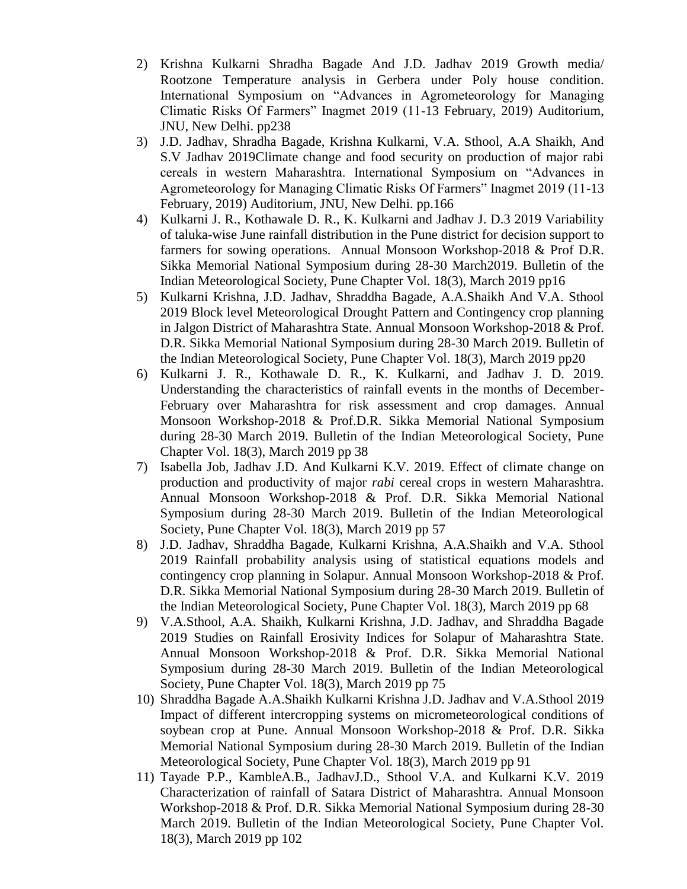2) Krishna Kulkarni Shradha Bagade And J.D. Jadhav 2019 Growth media/ Rootzone Temperature analysis in Gerbera under Poly house condition. International Symposium on “Advances in Agrometeorology for Managing Climatic Risks Of Farmers” Inagmet 2019 (11-13 February, 2019) Auditorium, JNU, New Delhi. pp238
3) J.D. Jadhav, Shradha Bagade, Krishna Kulkarni, V.A. Sthool, A.A Shaikh, And S.V Jadhav 2019Climate change and food security on production of major rabi cereals in western Maharashtra. International Symposium on “Advances in Agrometeorology for Managing Climatic Risks Of Farmers” Inagmet 2019 (11-13 February, 2019) Auditorium, JNU, New Delhi. pp.166
4) Kulkarni J. R., Kothawale D. R., K. Kulkarni and Jadhav J. D.3 2019 Variability of taluka-wise June rainfall distribution in the Pune district for decision support to farmers for sowing operations. Annual Monsoon Workshop-2018 & Prof D.R. Sikka Memorial National Symposium during 28-30 March2019. Bulletin of the Indian Meteorological Society, Pune Chapter Vol. 18(3), March 2019 pp16
5) Kulkarni Krishna, J.D. Jadhav, Shraddha Bagade, A.A.Shaikh And V.A. Sthool 2019 Block level Meteorological Drought Pattern and Contingency crop planning in Jalgon District of Maharashtra State. Annual Monsoon Workshop-2018 & Prof. D.R. Sikka Memorial National Symposium during 28-30 March 2019. Bulletin of the Indian Meteorological Society, Pune Chapter Vol. 18(3), March 2019 pp20
6) Kulkarni J. R., Kothawale D. R., K. Kulkarni, and Jadhav J. D. 2019. Understanding the characteristics of rainfall events in the months of December-February over Maharashtra for risk assessment and crop damages. Annual Monsoon Workshop-2018 & Prof.D.R. Sikka Memorial National Symposium during 28-30 March 2019. Bulletin of the Indian Meteorological Society, Pune Chapter Vol. 18(3), March 2019 pp 38
7) Isabella Job, Jadhav J.D. And Kulkarni K.V. 2019. Effect of climate change on production and productivity of major *rabi* cereal crops in western Maharashtra. Annual Monsoon Workshop-2018 & Prof. D.R. Sikka Memorial National Symposium during 28-30 March 2019. Bulletin of the Indian Meteorological Society, Pune Chapter Vol. 18(3), March 2019 pp 57
8) J.D. Jadhav, Shraddha Bagade, Kulkarni Krishna, A.A.Shaikh and V.A. Sthool 2019 Rainfall probability analysis using of statistical equations models and contingency crop planning in Solapur. Annual Monsoon Workshop-2018 & Prof. D.R. Sikka Memorial National Symposium during 28-30 March 2019. Bulletin of the Indian Meteorological Society, Pune Chapter Vol. 18(3), March 2019 pp 68
9) V.A.Sthool, A.A. Shaikh, Kulkarni Krishna, J.D. Jadhav, and Shraddha Bagade 2019 Studies on Rainfall Erosivity Indices for Solapur of Maharashtra State. Annual Monsoon Workshop-2018 & Prof. D.R. Sikka Memorial National Symposium during 28-30 March 2019. Bulletin of the Indian Meteorological Society, Pune Chapter Vol. 18(3), March 2019 pp 75
10) Shraddha Bagade A.A.Shaikh Kulkarni Krishna J.D. Jadhav and V.A.Sthool 2019 Impact of different intercropping systems on micrometeorological conditions of soybean crop at Pune. Annual Monsoon Workshop-2018 & Prof. D.R. Sikka Memorial National Symposium during 28-30 March 2019. Bulletin of the Indian Meteorological Society, Pune Chapter Vol. 18(3), March 2019 pp 91
11) Tayade P.P., KambleA.B., JadhavJ.D., Sthool V.A. and Kulkarni K.V. 2019 Characterization of rainfall of Satara District of Maharashtra. Annual Monsoon Workshop-2018 & Prof. D.R. Sikka Memorial National Symposium during 28-30 March 2019. Bulletin of the Indian Meteorological Society, Pune Chapter Vol. 18(3), March 2019 pp 102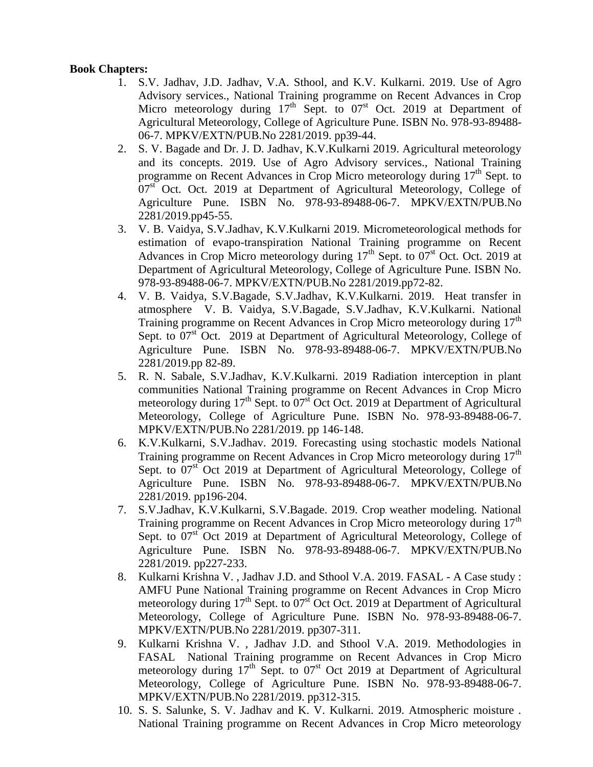**Book Chapters:**

1. S.V. Jadhav, J.D. Jadhav, V.A. Sthool, and K.V. Kulkarni. 2019. Use of Agro Advisory services., National Training programme on Recent Advances in Crop Micro meteorology during $17^{th}$ Sept. to $07^{st}$ Oct. 2019 at Department of Agricultural Meteorology, College of Agriculture Pune. ISBN No. 978-93-89488-06-7. MPKV/EXTN/PUB.No 2281/2019. pp39-44.
2. S. V. Bagade and Dr. J. D. Jadhav, K.V.Kulkarni 2019. Agricultural meteorology and its concepts. 2019. Use of Agro Advisory services., National Training programme on Recent Advances in Crop Micro meteorology during $17^{th}$ Sept. to $07^{st}$ Oct. Oct. 2019 at Department of Agricultural Meteorology, College of Agriculture Pune. ISBN No. 978-93-89488-06-7. MPKV/EXTN/PUB.No 2281/2019.pp45-55.
3. V. B. Vaidya, S.V.Jadhav, K.V.Kulkarni 2019. Micrometeorological methods for estimation of evapo-transpiration National Training programme on Recent Advances in Crop Micro meteorology during $17^{th}$ Sept. to $07^{st}$ Oct. Oct. 2019 at Department of Agricultural Meteorology, College of Agriculture Pune. ISBN No. 978-93-89488-06-7. MPKV/EXTN/PUB.No 2281/2019.pp72-82.
4. V. B. Vaidya, S.V.Bagade, S.V.Jadhav, K.V.Kulkarni. 2019. Heat transfer in atmosphere V. B. Vaidya, S.V.Bagade, S.V.Jadhav, K.V.Kulkarni. National Training programme on Recent Advances in Crop Micro meteorology during $17^{th}$ Sept. to $07^{st}$ Oct. 2019 at Department of Agricultural Meteorology, College of Agriculture Pune. ISBN No. 978-93-89488-06-7. MPKV/EXTN/PUB.No 2281/2019.pp 82-89.
5. R. N. Sabale, S.V.Jadhav, K.V.Kulkarni. 2019 Radiation interception in plant communities National Training programme on Recent Advances in Crop Micro meteorology during $17^{th}$ Sept. to $07^{st}$ Oct Oct. 2019 at Department of Agricultural Meteorology, College of Agriculture Pune. ISBN No. 978-93-89488-06-7. MPKV/EXTN/PUB.No 2281/2019. pp 146-148.
6. K.V.Kulkarni, S.V.Jadhav. 2019. Forecasting using stochastic models National Training programme on Recent Advances in Crop Micro meteorology during $17^{th}$ Sept. to $07^{st}$ Oct 2019 at Department of Agricultural Meteorology, College of Agriculture Pune. ISBN No. 978-93-89488-06-7. MPKV/EXTN/PUB.No 2281/2019. pp196-204.
7. S.V.Jadhav, K.V.Kulkarni, S.V.Bagade. 2019. Crop weather modeling. National Training programme on Recent Advances in Crop Micro meteorology during $17^{th}$ Sept. to $07^{st}$ Oct 2019 at Department of Agricultural Meteorology, College of Agriculture Pune. ISBN No. 978-93-89488-06-7. MPKV/EXTN/PUB.No 2281/2019. pp227-233.
8. Kulkarni Krishna V. , Jadhav J.D. and Sthool V.A. 2019. FASAL - A Case study : AMFU Pune National Training programme on Recent Advances in Crop Micro meteorology during $17^{th}$ Sept. to $07^{st}$ Oct Oct. 2019 at Department of Agricultural Meteorology, College of Agriculture Pune. ISBN No. 978-93-89488-06-7. MPKV/EXTN/PUB.No 2281/2019. pp307-311.
9. Kulkarni Krishna V. , Jadhav J.D. and Sthool V.A. 2019. Methodologies in FASAL National Training programme on Recent Advances in Crop Micro meteorology during $17^{th}$ Sept. to $07^{st}$ Oct 2019 at Department of Agricultural Meteorology, College of Agriculture Pune. ISBN No. 978-93-89488-06-7. MPKV/EXTN/PUB.No 2281/2019. pp312-315.
10. S. S. Salunke, S. V. Jadhav and K. V. Kulkarni. 2019. Atmospheric moisture . National Training programme on Recent Advances in Crop Micro meteorology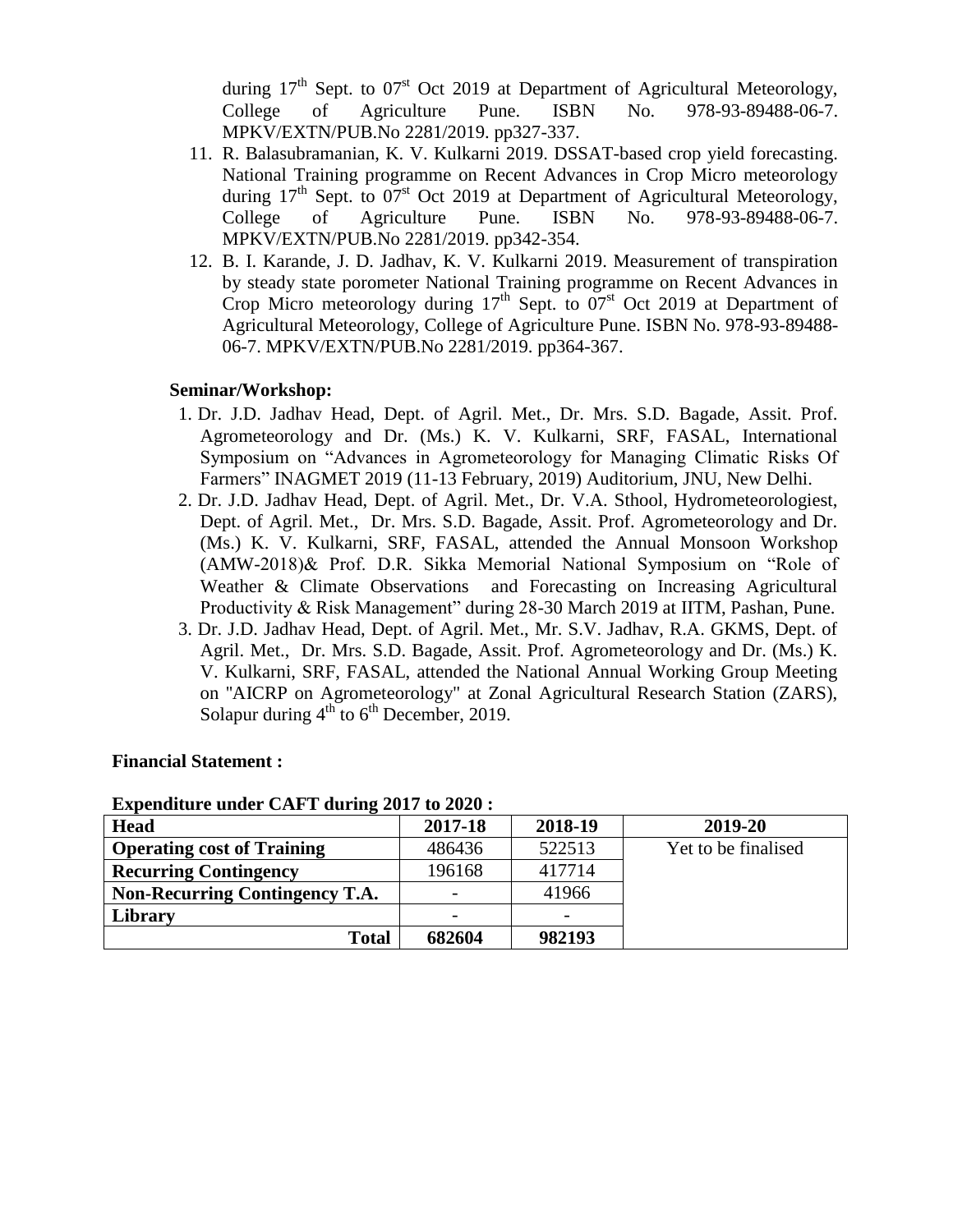during 17th Sept. to 07st Oct 2019 at Department of Agricultural Meteorology, College of Agriculture Pune. ISBN No. 978-93-89488-06-7. MPKV/EXTN/PUB.No 2281/2019. pp327-337.

11. R. Balasubramanian, K. V. Kulkarni 2019. DSSAT-based crop yield forecasting. National Training programme on Recent Advances in Crop Micro meteorology during 17th Sept. to 07st Oct 2019 at Department of Agricultural Meteorology, College of Agriculture Pune. ISBN No. 978-93-89488-06-7. MPKV/EXTN/PUB.No 2281/2019. pp342-354.
12. B. I. Karande, J. D. Jadhav, K. V. Kulkarni 2019. Measurement of transpiration by steady state porometer National Training programme on Recent Advances in Crop Micro meteorology during 17th Sept. to 07st Oct 2019 at Department of Agricultural Meteorology, College of Agriculture Pune. ISBN No. 978-93-89488-06-7. MPKV/EXTN/PUB.No 2281/2019. pp364-367.

**Seminar/Workshop:**

1. Dr. J.D. Jadhav Head, Dept. of Agril. Met., Dr. Mrs. S.D. Bagade, Assit. Prof. Agrometeorology and Dr. (Ms.) K. V. Kulkarni, SRF, FASAL, International Symposium on "Advances in Agrometeorology for Managing Climatic Risks Of Farmers" INAGMET 2019 (11-13 February, 2019) Auditorium, JNU, New Delhi.
2. Dr. J.D. Jadhav Head, Dept. of Agril. Met., Dr. V.A. Sthool, Hydrometeorologiest, Dept. of Agril. Met., Dr. Mrs. S.D. Bagade, Assit. Prof. Agrometeorology and Dr. (Ms.) K. V. Kulkarni, SRF, FASAL, attended the Annual Monsoon Workshop (AMW-2018)& Prof. D.R. Sikka Memorial National Symposium on "Role of Weather & Climate Observations and Forecasting on Increasing Agricultural Productivity & Risk Management" during 28-30 March 2019 at IITM, Pashan, Pune.
3. Dr. J.D. Jadhav Head, Dept. of Agril. Met., Mr. S.V. Jadhav, R.A. GKMS, Dept. of Agril. Met., Dr. Mrs. S.D. Bagade, Assit. Prof. Agrometeorology and Dr. (Ms.) K. V. Kulkarni, SRF, FASAL, attended the National Annual Working Group Meeting on "AICRP on Agrometeorology" at Zonal Agricultural Research Station (ZARS), Solapur during 4th to 6th December, 2019.

**Financial Statement :**

**Expenditure under CAFT during 2017 to 2020 :**

| Head | 2017-18 | 2018-19 | 2019-20 |
|---|---|---|---|
| **Operating cost of Training** | 486436 | 522513 | Yet to be finalised |
| **Recurring Contingency** | 196168 | 417714 | |
| **Non-Recurring Contingency T.A.** | - | 41966 | |
| **Library** | - | - | |
| **Total** | **682604** | **982193** | |